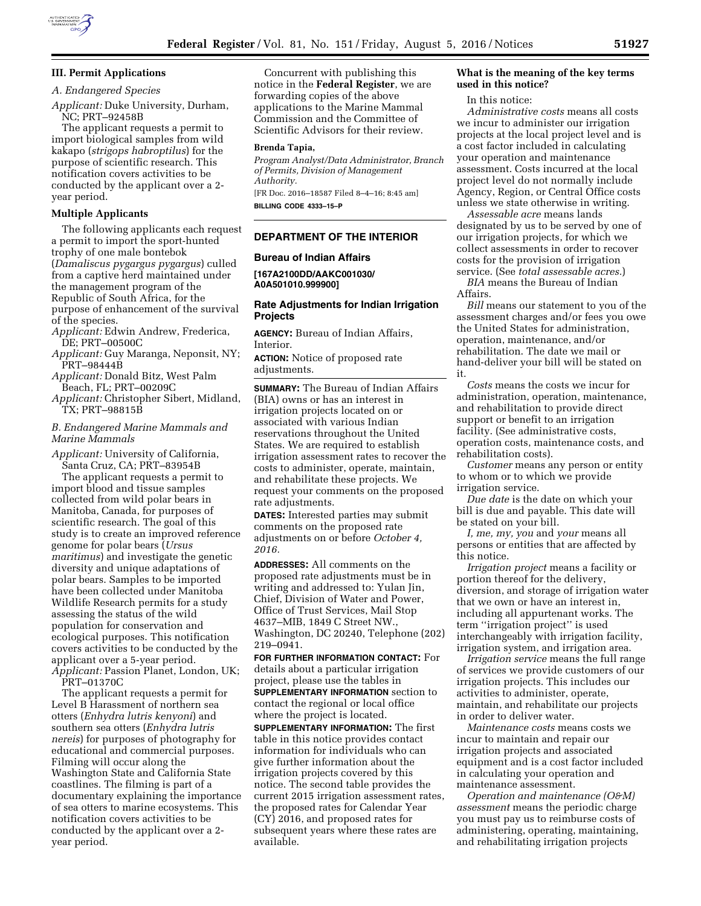## III. Permit Applications

### *A. Endangered Species*

*Applicant:* Duke University, Durham, NC; PRT–92458B

The applicant requests a permit to import biological samples from wild kakapo (*strigops habroptilus*) for the purpose of scientific research. This notification covers activities to be conducted by the applicant over a 2-year period.

### Multiple Applicants

The following applicants each request a permit to import the sport-hunted trophy of one male bontebok (*Damaliscus pygargus pygargus*) culled from a captive herd maintained under the management program of the Republic of South Africa, for the purpose of enhancement of the survival of the species.

*Applicant:* Edwin Andrew, Frederica, DE; PRT–00500C

*Applicant:* Guy Maranga, Neponsit, NY; PRT–98444B

*Applicant:* Donald Bitz, West Palm Beach, FL; PRT–00209C

*Applicant:* Christopher Sibert, Midland, TX; PRT–98815B

### *B. Endangered Marine Mammals and Marine Mammals*

*Applicant:* University of California, Santa Cruz, CA; PRT–83954B

The applicant requests a permit to import blood and tissue samples collected from wild polar bears in Manitoba, Canada, for purposes of scientific research. The goal of this study is to create an improved reference genome for polar bears (*Ursus maritimus*) and investigate the genetic diversity and unique adaptations of polar bears. Samples to be imported have been collected under Manitoba Wildlife Research permits for a study assessing the status of the wild population for conservation and ecological purposes. This notification covers activities to be conducted by the applicant over a 5-year period.

*Applicant:* Passion Planet, London, UK; PRT–01370C

The applicant requests a permit for Level B Harassment of northern sea otters (*Enhydra lutris kenyoni*) and southern sea otters (*Enhydra lutris nereis*) for purposes of photography for educational and commercial purposes. Filming will occur along the Washington State and California State coastlines. The filming is part of a documentary explaining the importance of sea otters to marine ecosystems. This notification covers activities to be conducted by the applicant over a 2-year period.

Concurrent with publishing this notice in the **Federal Register**, we are forwarding copies of the above applications to the Marine Mammal Commission and the Committee of Scientific Advisors for their review.

**Brenda Tapia,**

*Program Analyst/Data Administrator, Branch of Permits, Division of Management Authority.*

[FR Doc. 2016–18587 Filed 8–4–16; 8:45 am]

**BILLING CODE 4333–15–P**

---

## DEPARTMENT OF THE INTERIOR

## Bureau of Indian Affairs

**[167A2100DD/AAKC001030/A0A501010.999900]**

## Rate Adjustments for Indian Irrigation Projects

**AGENCY:** Bureau of Indian Affairs, Interior.

**ACTION:** Notice of proposed rate adjustments.

**SUMMARY:** The Bureau of Indian Affairs (BIA) owns or has an interest in irrigation projects located on or associated with various Indian reservations throughout the United States. We are required to establish irrigation assessment rates to recover the costs to administer, operate, maintain, and rehabilitate these projects. We request your comments on the proposed rate adjustments.

**DATES:** Interested parties may submit comments on the proposed rate adjustments on or before *October 4, 2016.*

**ADDRESSES:** All comments on the proposed rate adjustments must be in writing and addressed to: Yulan Jin, Chief, Division of Water and Power, Office of Trust Services, Mail Stop 4637–MIB, 1849 C Street NW., Washington, DC 20240, Telephone (202) 219–0941.

**FOR FURTHER INFORMATION CONTACT:** For details about a particular irrigation project, please use the tables in **SUPPLEMENTARY INFORMATION** section to contact the regional or local office where the project is located.

**SUPPLEMENTARY INFORMATION:** The first table in this notice provides contact information for individuals who can give further information about the irrigation projects covered by this notice. The second table provides the current 2015 irrigation assessment rates, the proposed rates for Calendar Year (CY) 2016, and proposed rates for subsequent years where these rates are available.

### What is the meaning of the key terms used in this notice?

In this notice:

*Administrative costs* means all costs we incur to administer our irrigation projects at the local project level and is a cost factor included in calculating your operation and maintenance assessment. Costs incurred at the local project level do not normally include Agency, Region, or Central Office costs unless we state otherwise in writing.

*Assessable acre* means lands designated by us to be served by one of our irrigation projects, for which we collect assessments in order to recover costs for the provision of irrigation service. (See *total assessable acres.*)

*BIA* means the Bureau of Indian Affairs.

*Bill* means our statement to you of the assessment charges and/or fees you owe the United States for administration, operation, maintenance, and/or rehabilitation. The date we mail or hand-deliver your bill will be stated on it.

*Costs* means the costs we incur for administration, operation, maintenance, and rehabilitation to provide direct support or benefit to an irrigation facility. (See administrative costs, operation costs, maintenance costs, and rehabilitation costs).

*Customer* means any person or entity to whom or to which we provide irrigation service.

*Due date* is the date on which your bill is due and payable. This date will be stated on your bill.

*I, me, my, you* and *your* means all persons or entities that are affected by this notice.

*Irrigation project* means a facility or portion thereof for the delivery, diversion, and storage of irrigation water that we own or have an interest in, including all appurtenant works. The term ''irrigation project'' is used interchangeably with irrigation facility, irrigation system, and irrigation area.

*Irrigation service* means the full range of services we provide customers of our irrigation projects. This includes our activities to administer, operate, maintain, and rehabilitate our projects in order to deliver water.

*Maintenance costs* means costs we incur to maintain and repair our irrigation projects and associated equipment and is a cost factor included in calculating your operation and maintenance assessment.

*Operation and maintenance (O&M) assessment* means the periodic charge you must pay us to reimburse costs of administering, operating, maintaining, and rehabilitating irrigation projects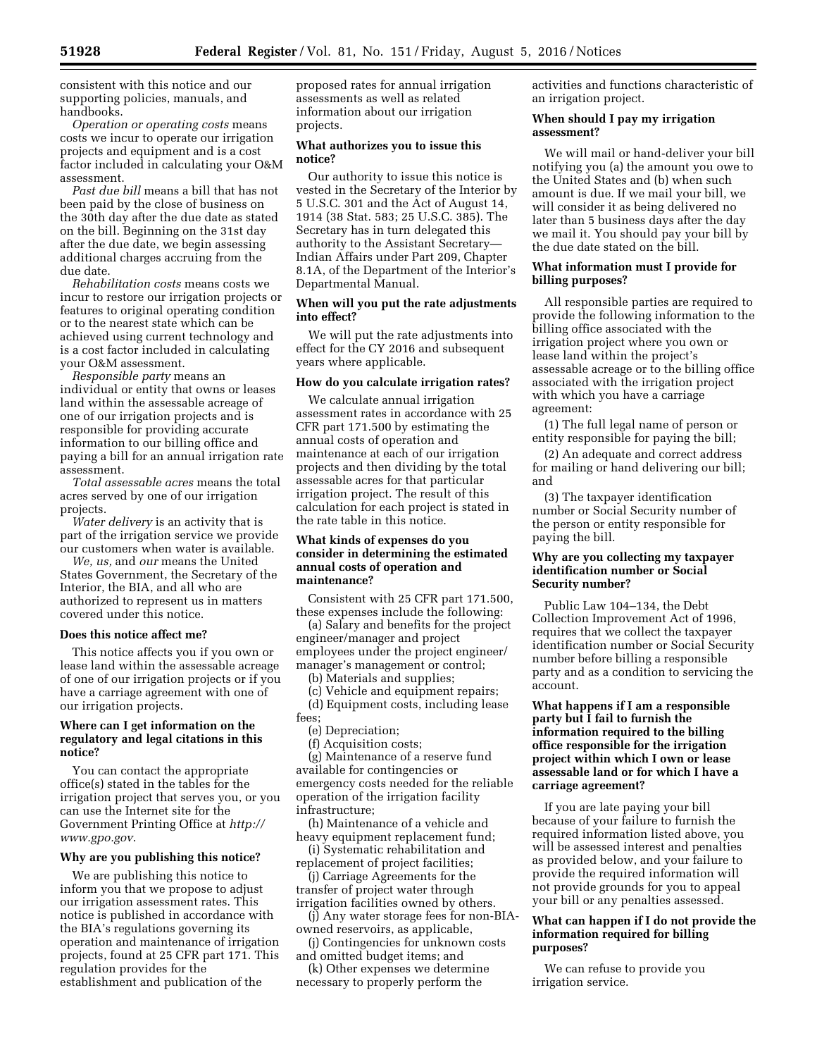consistent with this notice and our supporting policies, manuals, and handbooks.

*Operation or operating costs* means costs we incur to operate our irrigation projects and equipment and is a cost factor included in calculating your O&M assessment.

*Past due bill* means a bill that has not been paid by the close of business on the 30th day after the due date as stated on the bill. Beginning on the 31st day after the due date, we begin assessing additional charges accruing from the due date.

*Rehabilitation costs* means costs we incur to restore our irrigation projects or features to original operating condition or to the nearest state which can be achieved using current technology and is a cost factor included in calculating your O&M assessment.

*Responsible party* means an individual or entity that owns or leases land within the assessable acreage of one of our irrigation projects and is responsible for providing accurate information to our billing office and paying a bill for an annual irrigation rate assessment.

*Total assessable acres* means the total acres served by one of our irrigation projects.

*Water delivery* is an activity that is part of the irrigation service we provide our customers when water is available.

*We, us,* and *our* means the United States Government, the Secretary of the Interior, the BIA, and all who are authorized to represent us in matters covered under this notice.

**Does this notice affect me?**

This notice affects you if you own or lease land within the assessable acreage of one of our irrigation projects or if you have a carriage agreement with one of our irrigation projects.

**Where can I get information on the regulatory and legal citations in this notice?**

You can contact the appropriate office(s) stated in the tables for the irrigation project that serves you, or you can use the Internet site for the Government Printing Office at *http://www.gpo.gov*.

**Why are you publishing this notice?**

We are publishing this notice to inform you that we propose to adjust our irrigation assessment rates. This notice is published in accordance with the BIA's regulations governing its operation and maintenance of irrigation projects, found at 25 CFR part 171. This regulation provides for the establishment and publication of the proposed rates for annual irrigation assessments as well as related information about our irrigation projects.

**What authorizes you to issue this notice?**

Our authority to issue this notice is vested in the Secretary of the Interior by 5 U.S.C. 301 and the Act of August 14, 1914 (38 Stat. 583; 25 U.S.C. 385). The Secretary has in turn delegated this authority to the Assistant Secretary—Indian Affairs under Part 209, Chapter 8.1A, of the Department of the Interior's Departmental Manual.

**When will you put the rate adjustments into effect?**

We will put the rate adjustments into effect for the CY 2016 and subsequent years where applicable.

**How do you calculate irrigation rates?**

We calculate annual irrigation assessment rates in accordance with 25 CFR part 171.500 by estimating the annual costs of operation and maintenance at each of our irrigation projects and then dividing by the total assessable acres for that particular irrigation project. The result of this calculation for each project is stated in the rate table in this notice.

**What kinds of expenses do you consider in determining the estimated annual costs of operation and maintenance?**

Consistent with 25 CFR part 171.500, these expenses include the following:

(a) Salary and benefits for the project engineer/manager and project employees under the project engineer/manager's management or control;

(b) Materials and supplies;

(c) Vehicle and equipment repairs;

(d) Equipment costs, including lease fees;

(e) Depreciation;

(f) Acquisition costs;

(g) Maintenance of a reserve fund available for contingencies or emergency costs needed for the reliable operation of the irrigation facility infrastructure;

(h) Maintenance of a vehicle and heavy equipment replacement fund;

(i) Systematic rehabilitation and replacement of project facilities;

(j) Carriage Agreements for the transfer of project water through irrigation facilities owned by others.

(j) Any water storage fees for non-BIA-owned reservoirs, as applicable,

(j) Contingencies for unknown costs and omitted budget items; and

(k) Other expenses we determine necessary to properly perform the activities and functions characteristic of an irrigation project.

**When should I pay my irrigation assessment?**

We will mail or hand-deliver your bill notifying you (a) the amount you owe to the United States and (b) when such amount is due. If we mail your bill, we will consider it as being delivered no later than 5 business days after the day we mail it. You should pay your bill by the due date stated on the bill.

**What information must I provide for billing purposes?**

All responsible parties are required to provide the following information to the billing office associated with the irrigation project where you own or lease land within the project's assessable acreage or to the billing office associated with the irrigation project with which you have a carriage agreement:

(1) The full legal name of person or entity responsible for paying the bill;

(2) An adequate and correct address for mailing or hand delivering our bill; and

(3) The taxpayer identification number or Social Security number of the person or entity responsible for paying the bill.

**Why are you collecting my taxpayer identification number or Social Security number?**

Public Law 104–134, the Debt Collection Improvement Act of 1996, requires that we collect the taxpayer identification number or Social Security number before billing a responsible party and as a condition to servicing the account.

**What happens if I am a responsible party but I fail to furnish the information required to the billing office responsible for the irrigation project within which I own or lease assessable land or for which I have a carriage agreement?**

If you are late paying your bill because of your failure to furnish the required information listed above, you will be assessed interest and penalties as provided below, and your failure to provide the required information will not provide grounds for you to appeal your bill or any penalties assessed.

**What can happen if I do not provide the information required for billing purposes?**

We can refuse to provide you irrigation service.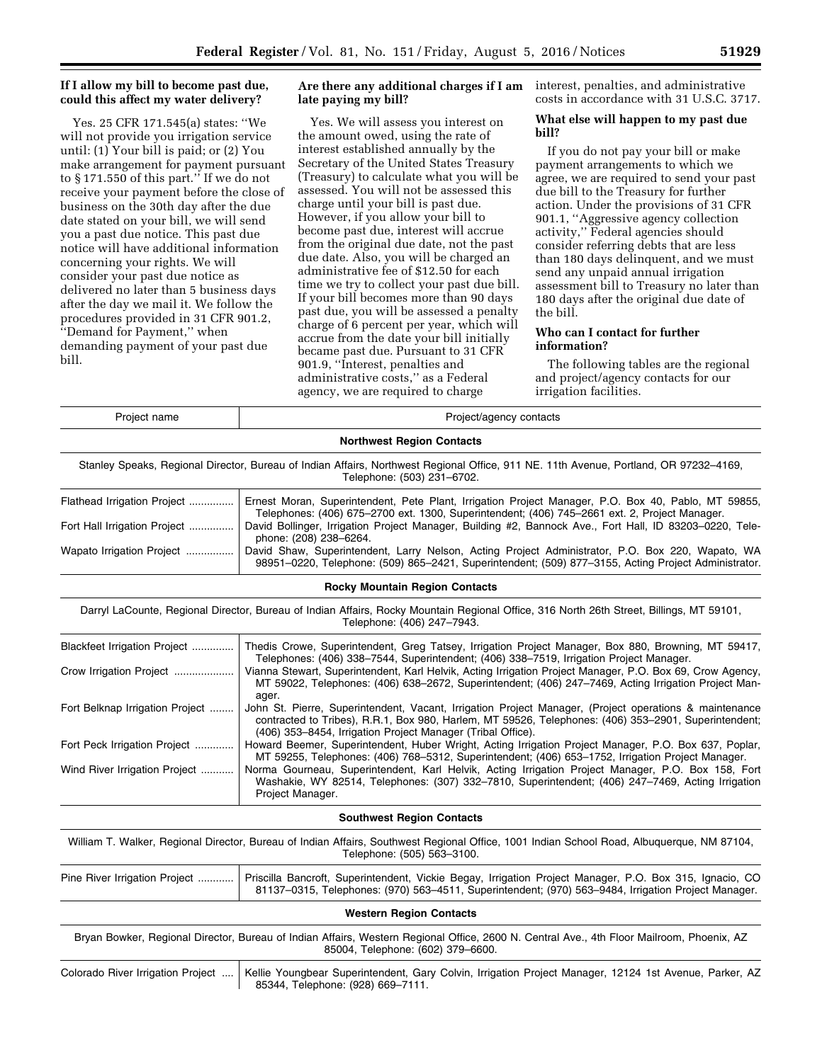### If I allow my bill to become past due, could this affect my water delivery?

Yes. 25 CFR 171.545(a) states: ''We will not provide you irrigation service until: (1) Your bill is paid; or (2) You make arrangement for payment pursuant to § 171.550 of this part.'' If we do not receive your payment before the close of business on the 30th day after the due date stated on your bill, we will send you a past due notice. This past due notice will have additional information concerning your rights. We will consider your past due notice as delivered no later than 5 business days after the day we mail it. We follow the procedures provided in 31 CFR 901.2, ''Demand for Payment,'' when demanding payment of your past due bill.

### Are there any additional charges if I am late paying my bill?

Yes. We will assess you interest on the amount owed, using the rate of interest established annually by the Secretary of the United States Treasury (Treasury) to calculate what you will be assessed. You will not be assessed this charge until your bill is past due. However, if you allow your bill to become past due, interest will accrue from the original due date, not the past due date. Also, you will be charged an administrative fee of $12.50 for each time we try to collect your past due bill. If your bill becomes more than 90 days past due, you will be assessed a penalty charge of 6 percent per year, which will accrue from the date your bill initially became past due. Pursuant to 31 CFR 901.9, ''Interest, penalties and administrative costs,'' as a Federal agency, we are required to charge interest, penalties, and administrative costs in accordance with 31 U.S.C. 3717.

### What else will happen to my past due bill?

If you do not pay your bill or make payment arrangements to which we agree, we are required to send your past due bill to the Treasury for further action. Under the provisions of 31 CFR 901.1, ''Aggressive agency collection activity,'' Federal agencies should consider referring debts that are less than 180 days delinquent, and we must send any unpaid annual irrigation assessment bill to Treasury no later than 180 days after the original due date of the bill.

### Who can I contact for further information?

The following tables are the regional and project/agency contacts for our irrigation facilities.

| Project name | Project/agency contacts |
|---|---|
| **Northwest Region Contacts** | |
| Stanley Speaks, Regional Director, Bureau of Indian Affairs, Northwest Regional Office, 911 NE. 11th Avenue, Portland, OR 97232–4169, Telephone: (503) 231–6702. | |
| Flathead Irrigation Project | Ernest Moran, Superintendent, Pete Plant, Irrigation Project Manager, P.O. Box 40, Pablo, MT 59855, Telephones: (406) 675–2700 ext. 1300, Superintendent; (406) 745–2661 ext. 2, Project Manager. |
| Fort Hall Irrigation Project | David Bollinger, Irrigation Project Manager, Building #2, Bannock Ave., Fort Hall, ID 83203–0220, Telephone: (208) 238–6264. |
| Wapato Irrigation Project | David Shaw, Superintendent, Larry Nelson, Acting Project Administrator, P.O. Box 220, Wapato, WA 98951–0220, Telephone: (509) 865–2421, Superintendent; (509) 877–3155, Acting Project Administrator. |
| **Rocky Mountain Region Contacts** | |
| Darryl LaCounte, Regional Director, Bureau of Indian Affairs, Rocky Mountain Regional Office, 316 North 26th Street, Billings, MT 59101, Telephone: (406) 247–7943. | |
| Blackfeet Irrigation Project | Thedis Crowe, Superintendent, Greg Tatsey, Irrigation Project Manager, Box 880, Browning, MT 59417, Telephones: (406) 338–7544, Superintendent; (406) 338–7519, Irrigation Project Manager. |
| Crow Irrigation Project | Vianna Stewart, Superintendent, Karl Helvik, Acting Irrigation Project Manager, P.O. Box 69, Crow Agency, MT 59022, Telephones: (406) 638–2672, Superintendent; (406) 247–7469, Acting Irrigation Project Manager. |
| Fort Belknap Irrigation Project | John St. Pierre, Superintendent, Vacant, Irrigation Project Manager, (Project operations & maintenance contracted to Tribes), R.R.1, Box 980, Harlem, MT 59526, Telephones: (406) 353–2901, Superintendent; (406) 353–8454, Irrigation Project Manager (Tribal Office). |
| Fort Peck Irrigation Project | Howard Beemer, Superintendent, Huber Wright, Acting Irrigation Project Manager, P.O. Box 637, Poplar, MT 59255, Telephones: (406) 768–5312, Superintendent; (406) 653–1752, Irrigation Project Manager. |
| Wind River Irrigation Project | Norma Gourneau, Superintendent, Karl Helvik, Acting Irrigation Project Manager, P.O. Box 158, Fort Washakie, WY 82514, Telephones: (307) 332–7810, Superintendent; (406) 247–7469, Acting Irrigation Project Manager. |
| **Southwest Region Contacts** | |
| William T. Walker, Regional Director, Bureau of Indian Affairs, Southwest Regional Office, 1001 Indian School Road, Albuquerque, NM 87104, Telephone: (505) 563–3100. | |
| Pine River Irrigation Project | Priscilla Bancroft, Superintendent, Vickie Begay, Irrigation Project Manager, P.O. Box 315, Ignacio, CO 81137–0315, Telephones: (970) 563–4511, Superintendent; (970) 563–9484, Irrigation Project Manager. |
| **Western Region Contacts** | |
| Bryan Bowker, Regional Director, Bureau of Indian Affairs, Western Regional Office, 2600 N. Central Ave., 4th Floor Mailroom, Phoenix, AZ 85004, Telephone: (602) 379–6600. | |
| Colorado River Irrigation Project | Kellie Youngbear Superintendent, Gary Colvin, Irrigation Project Manager, 12124 1st Avenue, Parker, AZ 85344, Telephone: (928) 669–7111. |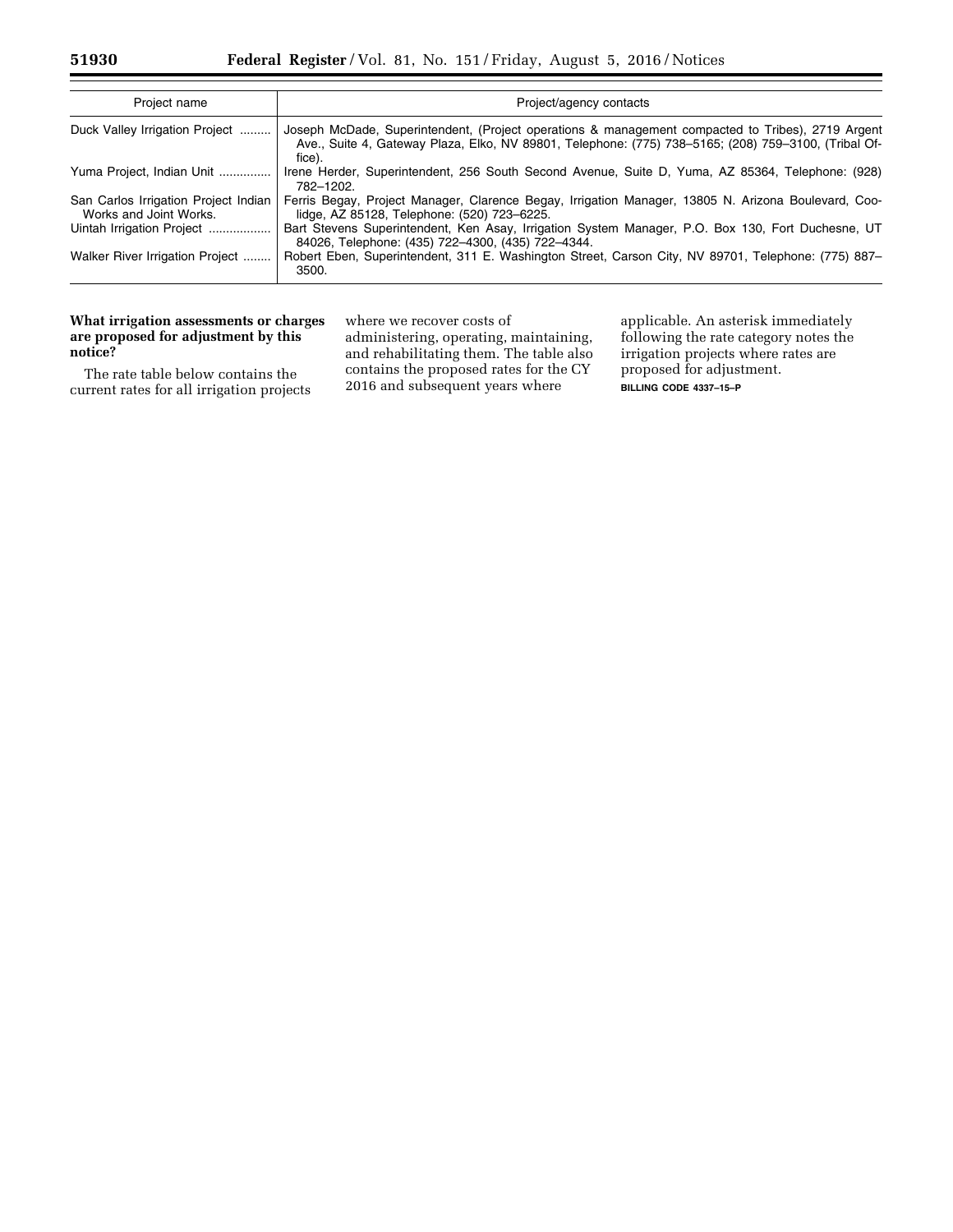| Project name | Project/agency contacts |
| --- | --- |
| Duck Valley Irrigation Project | Joseph McDade, Superintendent, (Project operations & management compacted to Tribes), 2719 Argent Ave., Suite 4, Gateway Plaza, Elko, NV 89801, Telephone: (775) 738–5165; (208) 759–3100, (Tribal Office). |
| Yuma Project, Indian Unit | Irene Herder, Superintendent, 256 South Second Avenue, Suite D, Yuma, AZ 85364, Telephone: (928) 782–1202. |
| San Carlos Irrigation Project Indian Works and Joint Works. | Ferris Begay, Project Manager, Clarence Begay, Irrigation Manager, 13805 N. Arizona Boulevard, Coolidge, AZ 85128, Telephone: (520) 723–6225. |
| Uintah Irrigation Project | Bart Stevens Superintendent, Ken Asay, Irrigation System Manager, P.O. Box 130, Fort Duchesne, UT 84026, Telephone: (435) 722–4300, (435) 722–4344. |
| Walker River Irrigation Project | Robert Eben, Superintendent, 311 E. Washington Street, Carson City, NV 89701, Telephone: (775) 887–3500. |

**What irrigation assessments or charges are proposed for adjustment by this notice?**

The rate table below contains the current rates for all irrigation projects where we recover costs of administering, operating, maintaining, and rehabilitating them. The table also contains the proposed rates for the CY 2016 and subsequent years where applicable. An asterisk immediately following the rate category notes the irrigation projects where rates are proposed for adjustment.

BILLING CODE 4337–15–P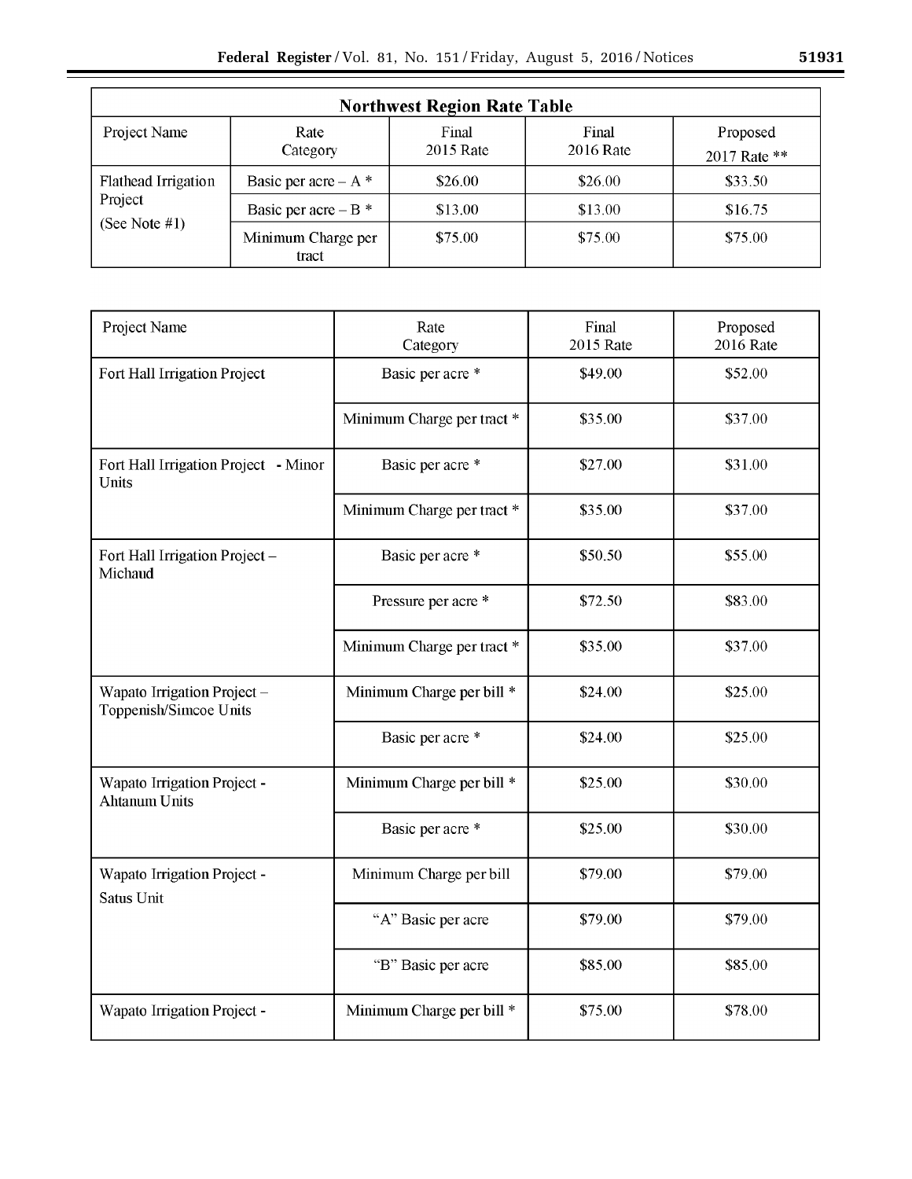| Northwest Region Rate Table | | | | |
|---|---|---|---|---|
| Project Name | Rate Category | Final 2015 Rate | Final 2016 Rate | Proposed 2017 Rate ** |
| Flathead Irrigation Project (See Note #1) | Basic per acre – A * | $26.00 | $26.00 | $33.50 |
| | Basic per acre – B * | $13.00 | $13.00 | $16.75 |
| | Minimum Charge per tract | $75.00 | $75.00 | $75.00 |

| Project Name | Rate Category | Final 2015 Rate | Proposed 2016 Rate |
|---|---|---|---|
| Fort Hall Irrigation Project | Basic per acre * | $49.00 | $52.00 |
| | Minimum Charge per tract * | $35.00 | $37.00 |
| Fort Hall Irrigation Project - Minor Units | Basic per acre * | $27.00 | $31.00 |
| | Minimum Charge per tract * | $35.00 | $37.00 |
| Fort Hall Irrigation Project – Michaud | Basic per acre * | $50.50 | $55.00 |
| | Pressure per acre * | $72.50 | $83.00 |
| | Minimum Charge per tract * | $35.00 | $37.00 |
| Wapato Irrigation Project – Toppenish/Simcoe Units | Minimum Charge per bill * | $24.00 | $25.00 |
| | Basic per acre * | $24.00 | $25.00 |
| Wapato Irrigation Project - Ahtanum Units | Minimum Charge per bill * | $25.00 | $30.00 |
| | Basic per acre * | $25.00 | $30.00 |
| Wapato Irrigation Project - Satus Unit | Minimum Charge per bill | $79.00 | $79.00 |
| | "A" Basic per acre | $79.00 | $79.00 |
| | "B" Basic per acre | $85.00 | $85.00 |
| Wapato Irrigation Project - | Minimum Charge per bill * | $75.00 | $78.00 |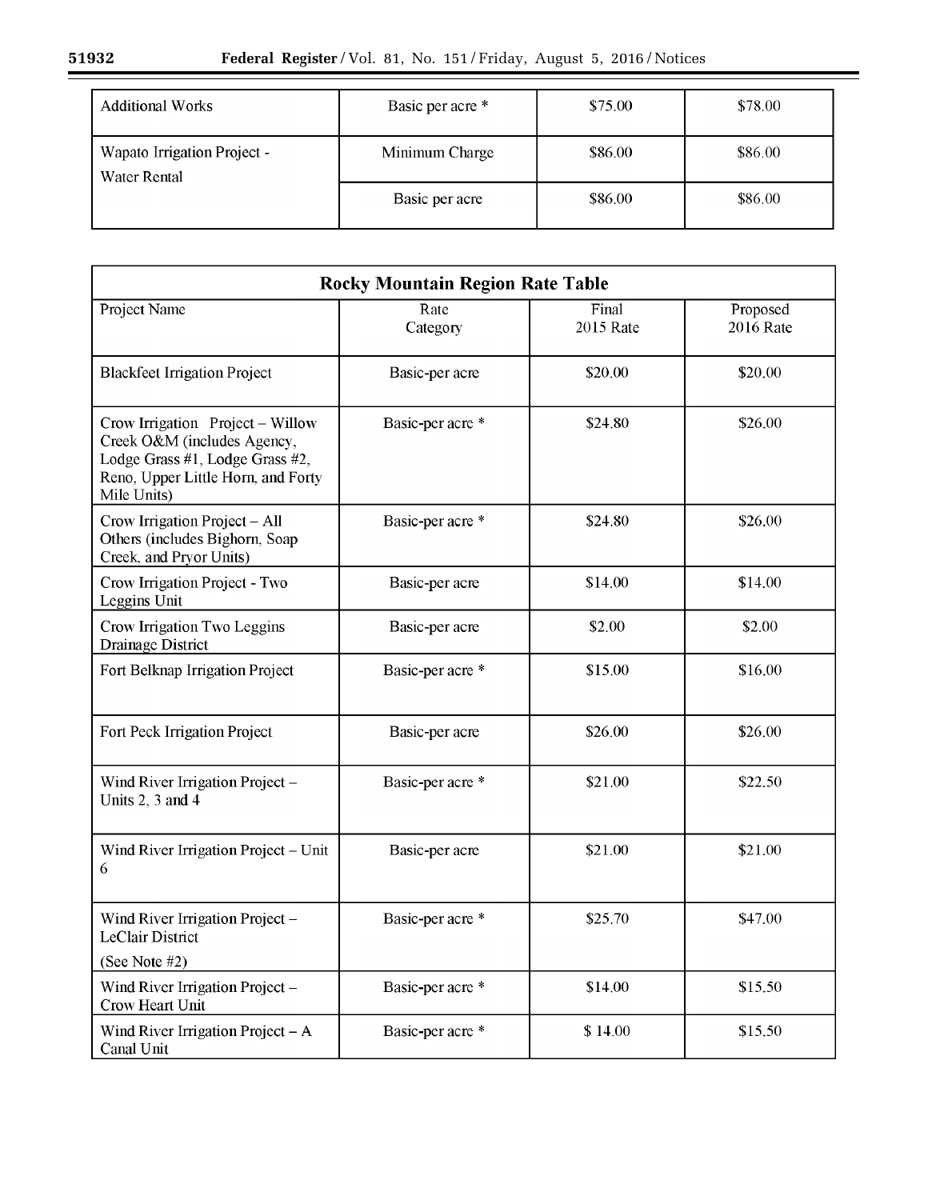| Additional Works | Basic per acre * | $75.00 | $78.00 |
|---|---|---|---|
| Wapato Irrigation Project - Water Rental | Minimum Charge | $86.00 | $86.00 |
| | Basic per acre | $86.00 | $86.00 |

| Rocky Mountain Region Rate Table | | | |
|---|---|---|---|
| Project Name | Rate Category | Final 2015 Rate | Proposed 2016 Rate |
| Blackfeet Irrigation Project | Basic-per acre | $20.00 | $20.00 |
| Crow Irrigation Project – Willow Creek O&M (includes Agency, Lodge Grass #1, Lodge Grass #2, Reno, Upper Little Horn, and Forty Mile Units) | Basic-per acre * | $24.80 | $26.00 |
| Crow Irrigation Project – All Others (includes Bighorn, Soap Creek, and Pryor Units) | Basic-per acre * | $24.80 | $26.00 |
| Crow Irrigation Project - Two Leggins Unit | Basic-per acre | $14.00 | $14.00 |
| Crow Irrigation Two Leggins Drainage District | Basic-per acre | $2.00 | $2.00 |
| Fort Belknap Irrigation Project | Basic-per acre * | $15.00 | $16.00 |
| Fort Peck Irrigation Project | Basic-per acre | $26.00 | $26.00 |
| Wind River Irrigation Project – Units 2, 3 and 4 | Basic-per acre * | $21.00 | $22.50 |
| Wind River Irrigation Project – Unit 6 | Basic-per acre | $21.00 | $21.00 |
| Wind River Irrigation Project – LeClair District (See Note #2) | Basic-per acre * | $25.70 | $47.00 |
| Wind River Irrigation Project – Crow Heart Unit | Basic-per acre * | $14.00 | $15.50 |
| Wind River Irrigation Project – A Canal Unit | Basic-per acre * | $ 14.00 | $15.50 |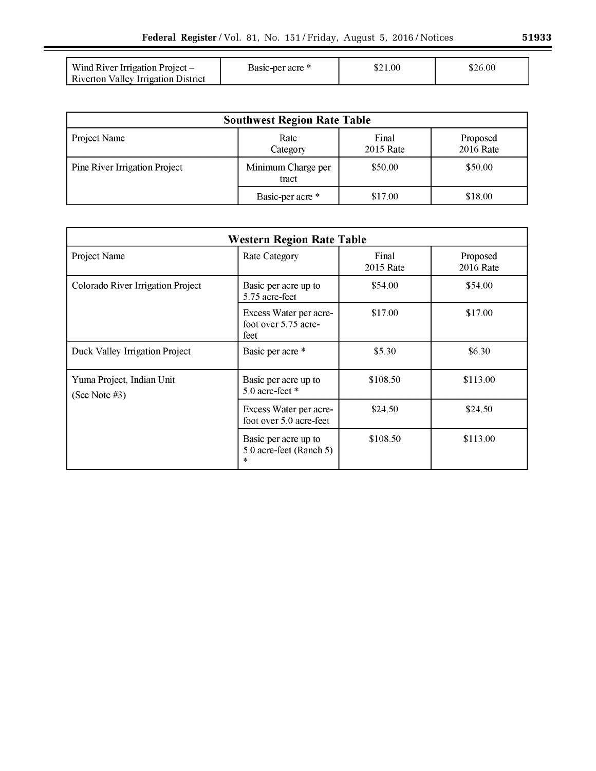| Wind River Irrigation Project – Riverton Valley Irrigation District | Basic-per acre * | $21.00 | $26.00 |
|---|---|---|---|

| Southwest Region Rate Table | | | |
|---|---|---|---|
| Project Name | Rate Category | Final 2015 Rate | Proposed 2016 Rate |
| Pine River Irrigation Project | Minimum Charge per tract | $50.00 | $50.00 |
| | Basic-per acre * | $17.00 | $18.00 |

| Western Region Rate Table | | | |
|---|---|---|---|
| Project Name | Rate Category | Final 2015 Rate | Proposed 2016 Rate |
| Colorado River Irrigation Project | Basic per acre up to 5.75 acre-feet | $54.00 | $54.00 |
| | Excess Water per acre-foot over 5.75 acre-feet | $17.00 | $17.00 |
| Duck Valley Irrigation Project | Basic per acre * | $5.30 | $6.30 |
| Yuma Project, Indian Unit (See Note #3) | Basic per acre up to 5.0 acre-feet * | $108.50 | $113.00 |
| | Excess Water per acre-foot over 5.0 acre-feet | $24.50 | $24.50 |
| | Basic per acre up to 5.0 acre-feet (Ranch 5) * | $108.50 | $113.00 |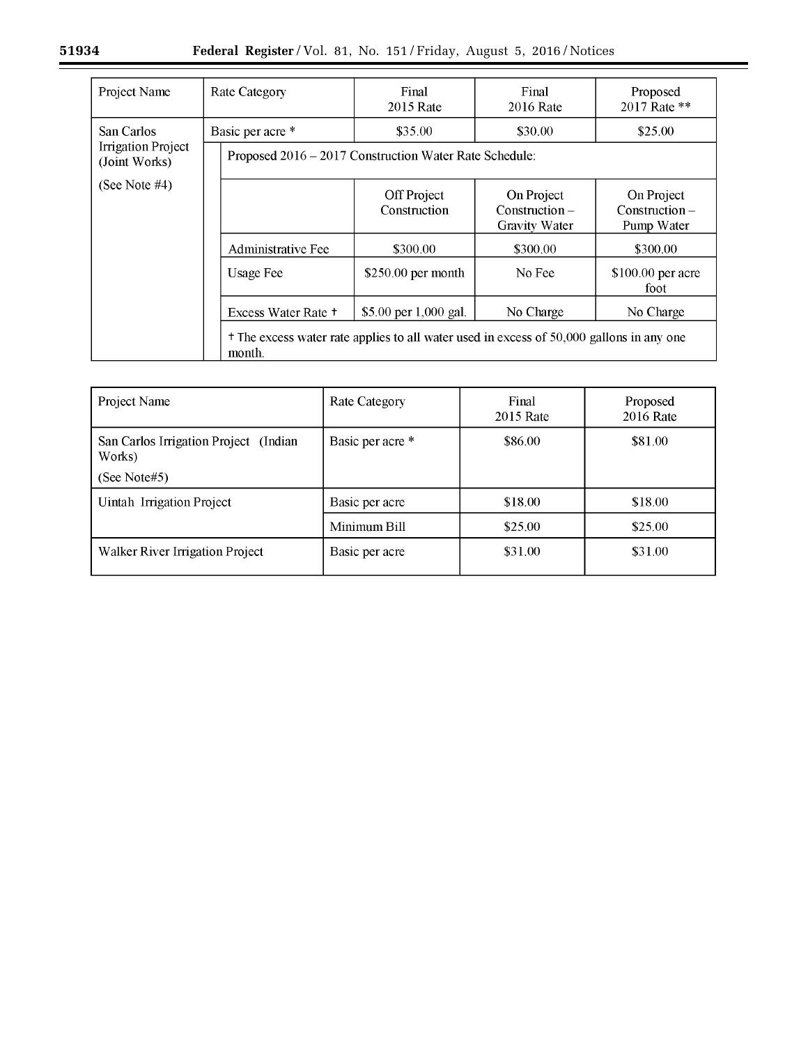| Project Name | Rate Category | | Final 2015 Rate | Final 2016 Rate | Proposed 2017 Rate ** |
|---|---|---|---|---|---|
| San Carlos Irrigation Project (Joint Works) (See Note #4) | Basic per acre * | | $35.00 | $30.00 | $25.00 |
| | | Proposed 2016 – 2017 Construction Water Rate Schedule: | | | |
| | | | Off Project Construction | On Project Construction – Gravity Water | On Project Construction – Pump Water |
| | | Administrative Fee | $300.00 | $300.00 | $300.00 |
| | | Usage Fee | $250.00 per month | No Fee | $100.00 per acre foot |
| | | Excess Water Rate † | $5.00 per 1,000 gal. | No Charge | No Charge |
| | | † The excess water rate applies to all water used in excess of 50,000 gallons in any one month. | | | |

| Project Name | Rate Category | Final 2015 Rate | Proposed 2016 Rate |
|---|---|---|---|
| San Carlos Irrigation Project (Indian Works) (See Note#5) | Basic per acre * | $86.00 | $81.00 |
| Uintah Irrigation Project | Basic per acre | $18.00 | $18.00 |
| | Minimum Bill | $25.00 | $25.00 |
| Walker River Irrigation Project | Basic per acre | $31.00 | $31.00 |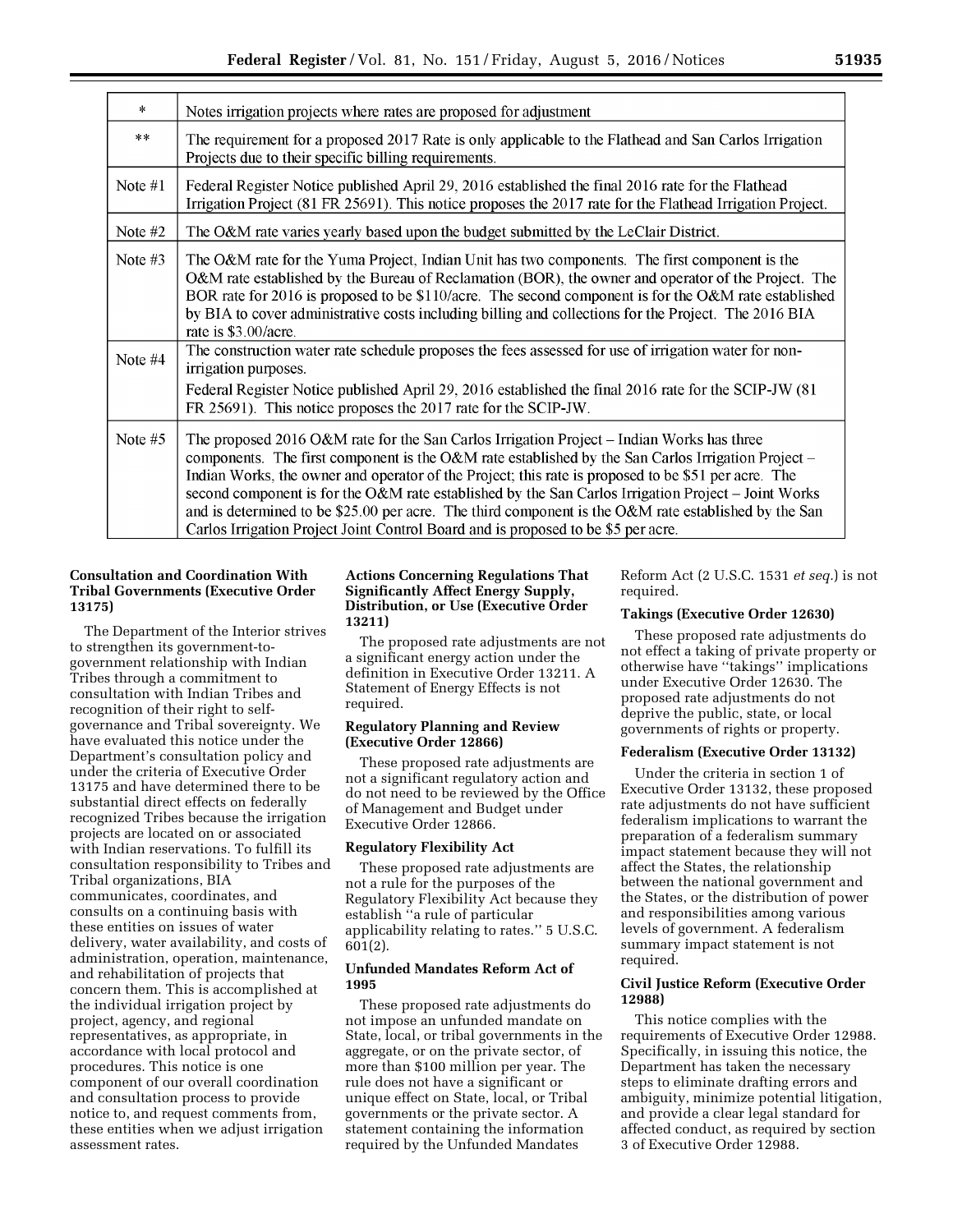| | |
|---|---|
| * | Notes irrigation projects where rates are proposed for adjustment |
| ** | The requirement for a proposed 2017 Rate is only applicable to the Flathead and San Carlos Irrigation Projects due to their specific billing requirements. |
| Note #1 | Federal Register Notice published April 29, 2016 established the final 2016 rate for the Flathead Irrigation Project (81 FR 25691). This notice proposes the 2017 rate for the Flathead Irrigation Project. |
| Note #2 | The O&M rate varies yearly based upon the budget submitted by the LeClair District. |
| Note #3 | The O&M rate for the Yuma Project, Indian Unit has two components. The first component is the O&M rate established by the Bureau of Reclamation (BOR), the owner and operator of the Project. The BOR rate for 2016 is proposed to be $110/acre. The second component is for the O&M rate established by BIA to cover administrative costs including billing and collections for the Project. The 2016 BIA rate is $3.00/acre. |
| Note #4 | The construction water rate schedule proposes the fees assessed for use of irrigation water for non-irrigation purposes. Federal Register Notice published April 29, 2016 established the final 2016 rate for the SCIP-JW (81 FR 25691). This notice proposes the 2017 rate for the SCIP-JW. |
| Note #5 | The proposed 2016 O&M rate for the San Carlos Irrigation Project – Indian Works has three components. The first component is the O&M rate established by the San Carlos Irrigation Project – Indian Works, the owner and operator of the Project; this rate is proposed to be $51 per acre. The second component is for the O&M rate established by the San Carlos Irrigation Project – Joint Works and is determined to be $25.00 per acre. The third component is the O&M rate established by the San Carlos Irrigation Project Joint Control Board and is proposed to be $5 per acre. |

### Consultation and Coordination With Tribal Governments (Executive Order 13175)

The Department of the Interior strives to strengthen its government-to-government relationship with Indian Tribes through a commitment to consultation with Indian Tribes and recognition of their right to self-governance and Tribal sovereignty. We have evaluated this notice under the Department's consultation policy and under the criteria of Executive Order 13175 and have determined there to be substantial direct effects on federally recognized Tribes because the irrigation projects are located on or associated with Indian reservations. To fulfill its consultation responsibility to Tribes and Tribal organizations, BIA communicates, coordinates, and consults on a continuing basis with these entities on issues of water delivery, water availability, and costs of administration, operation, maintenance, and rehabilitation of projects that concern them. This is accomplished at the individual irrigation project by project, agency, and regional representatives, as appropriate, in accordance with local protocol and procedures. This notice is one component of our overall coordination and consultation process to provide notice to, and request comments from, these entities when we adjust irrigation assessment rates.

### Actions Concerning Regulations That Significantly Affect Energy Supply, Distribution, or Use (Executive Order 13211)

The proposed rate adjustments are not a significant energy action under the definition in Executive Order 13211. A Statement of Energy Effects is not required.

### Regulatory Planning and Review (Executive Order 12866)

These proposed rate adjustments are not a significant regulatory action and do not need to be reviewed by the Office of Management and Budget under Executive Order 12866.

### Regulatory Flexibility Act

These proposed rate adjustments are not a rule for the purposes of the Regulatory Flexibility Act because they establish "a rule of particular applicability relating to rates." 5 U.S.C. 601(2).

### Unfunded Mandates Reform Act of 1995

These proposed rate adjustments do not impose an unfunded mandate on State, local, or tribal governments in the aggregate, or on the private sector, of more than $100 million per year. The rule does not have a significant or unique effect on State, local, or Tribal governments or the private sector. A statement containing the information required by the Unfunded Mandates Reform Act (2 U.S.C. 1531 *et seq.*) is not required.

### Takings (Executive Order 12630)

These proposed rate adjustments do not effect a taking of private property or otherwise have "takings" implications under Executive Order 12630. The proposed rate adjustments do not deprive the public, state, or local governments of rights or property.

### Federalism (Executive Order 13132)

Under the criteria in section 1 of Executive Order 13132, these proposed rate adjustments do not have sufficient federalism implications to warrant the preparation of a federalism summary impact statement because they will not affect the States, the relationship between the national government and the States, or the distribution of power and responsibilities among various levels of government. A federalism summary impact statement is not required.

### Civil Justice Reform (Executive Order 12988)

This notice complies with the requirements of Executive Order 12988. Specifically, in issuing this notice, the Department has taken the necessary steps to eliminate drafting errors and ambiguity, minimize potential litigation, and provide a clear legal standard for affected conduct, as required by section 3 of Executive Order 12988.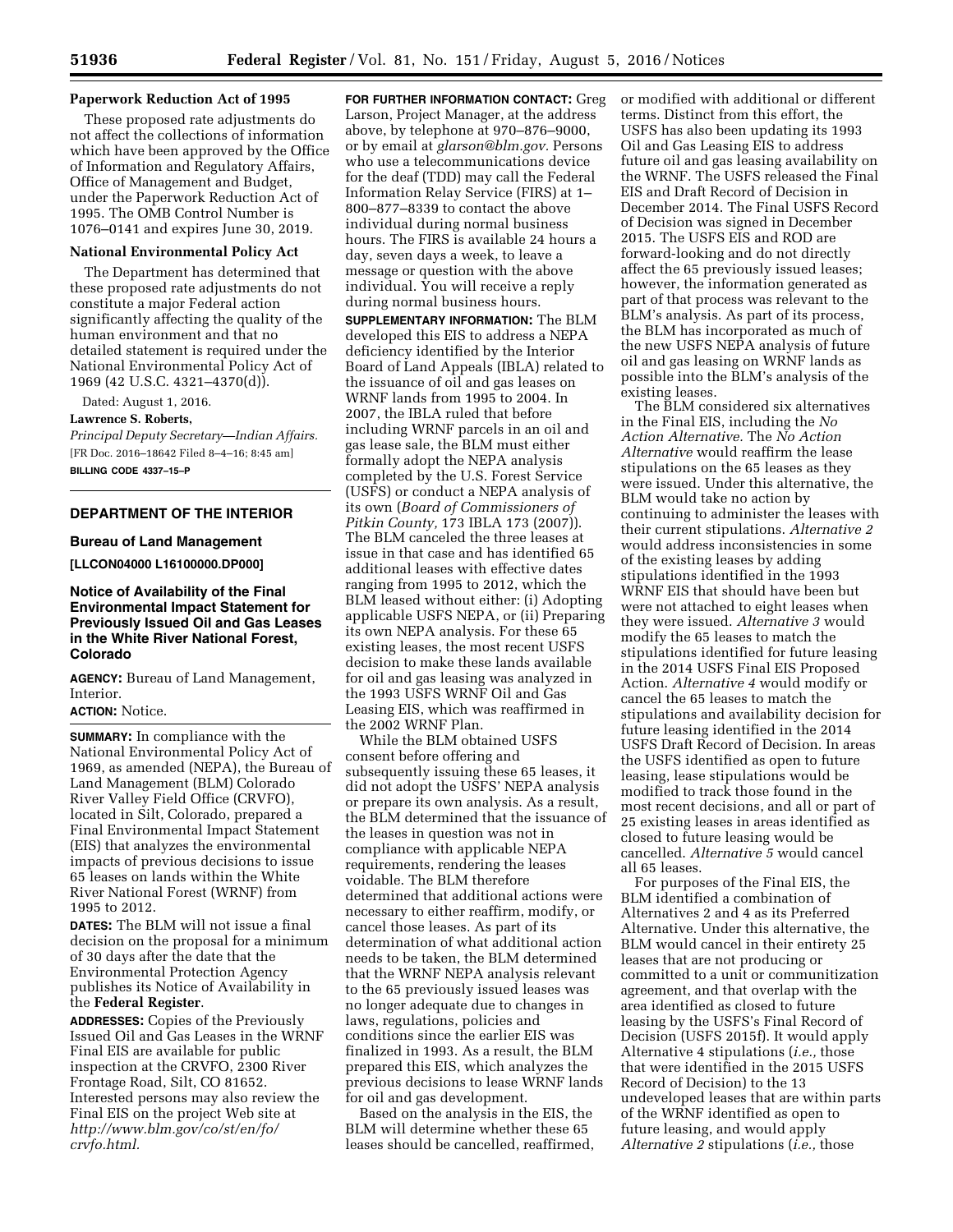### Paperwork Reduction Act of 1995

These proposed rate adjustments do not affect the collections of information which have been approved by the Office of Information and Regulatory Affairs, Office of Management and Budget, under the Paperwork Reduction Act of 1995. The OMB Control Number is 1076–0141 and expires June 30, 2019.

### National Environmental Policy Act

The Department has determined that these proposed rate adjustments do not constitute a major Federal action significantly affecting the quality of the human environment and that no detailed statement is required under the National Environmental Policy Act of 1969 (42 U.S.C. 4321–4370(d)).

Dated: August 1, 2016.

**Lawrence S. Roberts,**

*Principal Deputy Secretary—Indian Affairs.*

[FR Doc. 2016–18642 Filed 8–4–16; 8:45 am]

**BILLING CODE 4337–15–P**

## DEPARTMENT OF THE INTERIOR

### Bureau of Land Management

**[LLCON04000 L16100000.DP000]**

### Notice of Availability of the Final Environmental Impact Statement for Previously Issued Oil and Gas Leases in the White River National Forest, Colorado

**AGENCY:** Bureau of Land Management, Interior.

**ACTION:** Notice.

**SUMMARY:** In compliance with the National Environmental Policy Act of 1969, as amended (NEPA), the Bureau of Land Management (BLM) Colorado River Valley Field Office (CRVFO), located in Silt, Colorado, prepared a Final Environmental Impact Statement (EIS) that analyzes the environmental impacts of previous decisions to issue 65 leases on lands within the White River National Forest (WRNF) from 1995 to 2012.

**DATES:** The BLM will not issue a final decision on the proposal for a minimum of 30 days after the date that the Environmental Protection Agency publishes its Notice of Availability in the **Federal Register**.

**ADDRESSES:** Copies of the Previously Issued Oil and Gas Leases in the WRNF Final EIS are available for public inspection at the CRVFO, 2300 River Frontage Road, Silt, CO 81652. Interested persons may also review the Final EIS on the project Web site at *http://www.blm.gov/co/st/en/fo/crvfo.html.*

**FOR FURTHER INFORMATION CONTACT:** Greg Larson, Project Manager, at the address above, by telephone at 970–876–9000, or by email at *glarson@blm.gov.* Persons who use a telecommunications device for the deaf (TDD) may call the Federal Information Relay Service (FIRS) at 1–800–877–8339 to contact the above individual during normal business hours. The FIRS is available 24 hours a day, seven days a week, to leave a message or question with the above individual. You will receive a reply during normal business hours.

**SUPPLEMENTARY INFORMATION:** The BLM developed this EIS to address a NEPA deficiency identified by the Interior Board of Land Appeals (IBLA) related to the issuance of oil and gas leases on WRNF lands from 1995 to 2004. In 2007, the IBLA ruled that before including WRNF parcels in an oil and gas lease sale, the BLM must either formally adopt the NEPA analysis completed by the U.S. Forest Service (USFS) or conduct a NEPA analysis of its own (*Board of Commissioners of Pitkin County,* 173 IBLA 173 (2007)). The BLM canceled the three leases at issue in that case and has identified 65 additional leases with effective dates ranging from 1995 to 2012, which the BLM leased without either: (i) Adopting applicable USFS NEPA, or (ii) Preparing its own NEPA analysis. For these 65 existing leases, the most recent USFS decision to make these lands available for oil and gas leasing was analyzed in the 1993 USFS WRNF Oil and Gas Leasing EIS, which was reaffirmed in the 2002 WRNF Plan.

While the BLM obtained USFS consent before offering and subsequently issuing these 65 leases, it did not adopt the USFS' NEPA analysis or prepare its own analysis. As a result, the BLM determined that the issuance of the leases in question was not in compliance with applicable NEPA requirements, rendering the leases voidable. The BLM therefore determined that additional actions were necessary to either reaffirm, modify, or cancel those leases. As part of its determination of what additional action needs to be taken, the BLM determined that the WRNF NEPA analysis relevant to the 65 previously issued leases was no longer adequate due to changes in laws, regulations, policies and conditions since the earlier EIS was finalized in 1993. As a result, the BLM prepared this EIS, which analyzes the previous decisions to lease WRNF lands for oil and gas development.

Based on the analysis in the EIS, the BLM will determine whether these 65 leases should be cancelled, reaffirmed, or modified with additional or different terms. Distinct from this effort, the USFS has also been updating its 1993 Oil and Gas Leasing EIS to address future oil and gas leasing availability on the WRNF. The USFS released the Final EIS and Draft Record of Decision in December 2014. The Final USFS Record of Decision was signed in December 2015. The USFS EIS and ROD are forward-looking and do not directly affect the 65 previously issued leases; however, the information generated as part of that process was relevant to the BLM's analysis. As part of its process, the BLM has incorporated as much of the new USFS NEPA analysis of future oil and gas leasing on WRNF lands as possible into the BLM's analysis of the existing leases.

The BLM considered six alternatives in the Final EIS, including the *No Action Alternative.* The *No Action Alternative* would reaffirm the lease stipulations on the 65 leases as they were issued. Under this alternative, the BLM would take no action by continuing to administer the leases with their current stipulations. *Alternative 2* would address inconsistencies in some of the existing leases by adding stipulations identified in the 1993 WRNF EIS that should have been but were not attached to eight leases when they were issued. *Alternative 3* would modify the 65 leases to match the stipulations identified for future leasing in the 2014 USFS Final EIS Proposed Action. *Alternative 4* would modify or cancel the 65 leases to match the stipulations and availability decision for future leasing identified in the 2014 USFS Draft Record of Decision. In areas the USFS identified as open to future leasing, lease stipulations would be modified to track those found in the most recent decisions, and all or part of 25 existing leases in areas identified as closed to future leasing would be cancelled. *Alternative 5* would cancel all 65 leases.

For purposes of the Final EIS, the BLM identified a combination of Alternatives 2 and 4 as its Preferred Alternative. Under this alternative, the BLM would cancel in their entirety 25 leases that are not producing or committed to a unit or communitization agreement, and that overlap with the area identified as closed to future leasing by the USFS's Final Record of Decision (USFS 2015f). It would apply Alternative 4 stipulations (*i.e.,* those that were identified in the 2015 USFS Record of Decision) to the 13 undeveloped leases that are within parts of the WRNF identified as open to future leasing, and would apply *Alternative 2* stipulations (*i.e.,* those